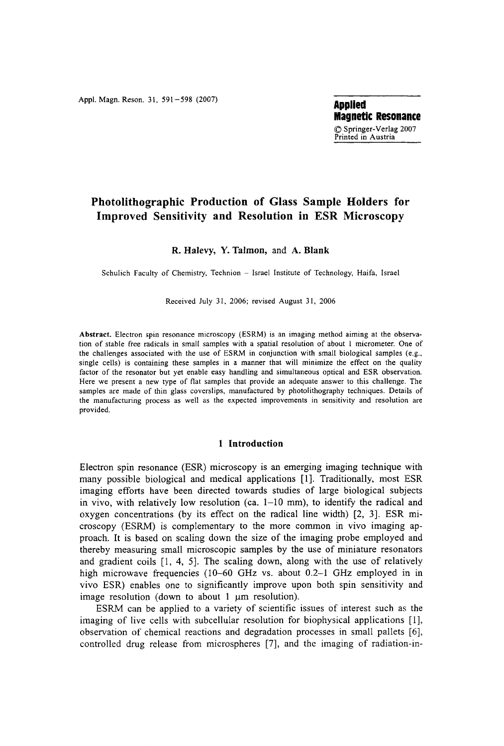# Photolithographic Production of Glass Sample Holders for Improved Sensitivity and Resolution in ESR Microscopy

**R. Halevy, Y. Talmon, and A. Blank**

Schulich Faculty of Chemistry, Technion – Israel Institute of Technology, Haifa, Israel

Received July 31, 2006; revised August 31, 2006

**Abstract.** Electron spin resonance microscopy (ESRM) is an imaging method aiming at the observation of stable free radicals in small samples with a spatial resolution of about 1 micrometer. One of the challenges associated with the use of ESRM in conjunction with small biological samples (e.g., single cells) is containing these samples in a manner that will minimize the effect on the quality factor of the resonator but yet enable easy handling and simultaneous optical and ESR observation. Here we present a new type of flat samples that provide an adequate answer to this challenge. The samples are made of thin glass coverslips, manufactured by photolithography techniques. Details of the manufacturing process as well as the expected improvements in sensitivity and resolution are provided.

## 1 Introduction

Electron spin resonance (ESR) microscopy is an emerging imaging technique with many possible biological and medical applications [1]. Traditionally, most ESR imaging efforts have been directed towards studies of large biological subjects in vivo, with relatively low resolution (ca. 1–10 mm), to identify the radical and oxygen concentrations (by its effect on the radical line width) [2, 3]. ESR microscopy (ESRM) is complementary to the more common in vivo imaging approach. It is based on scaling down the size of the imaging probe employed and thereby measuring small microscopic samples by the use of miniature resonators and gradient coils [1, 4, 5]. The scaling down, along with the use of relatively high microwave frequencies (10–60 GHz vs. about 0.2–1 GHz employed in in vivo ESR) enables one to significantly improve upon both spin sensitivity and image resolution (down to about 1 μm resolution).

ESRM can be applied to a variety of scientific issues of interest such as the imaging of live cells with subcellular resolution for biophysical applications [1], observation of chemical reactions and degradation processes in small pallets [6], controlled drug release from microspheres [7], and the imaging of radiation-in-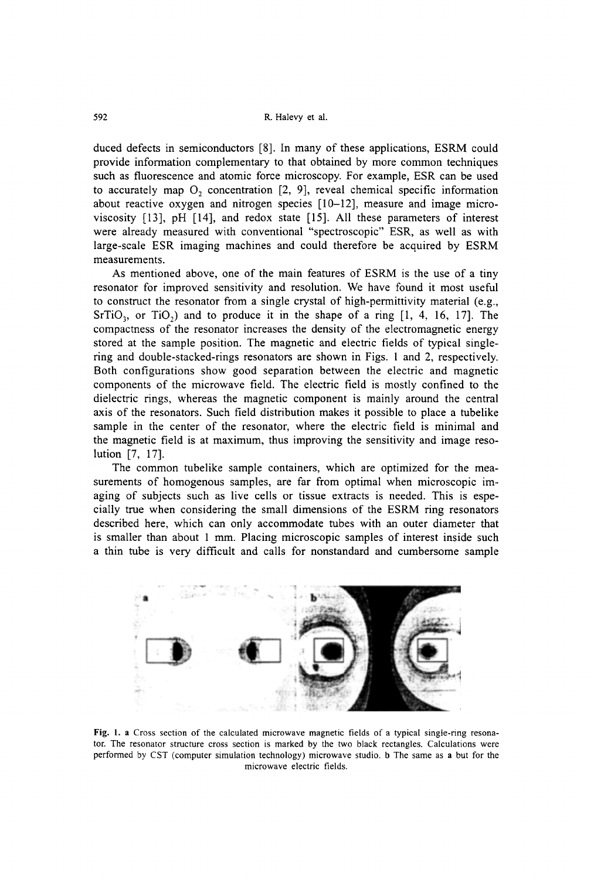duced defects in semiconductors [8]. In many of these applications, ESRM could provide information complementary to that obtained by more common techniques such as fluorescence and atomic force microscopy. For example, ESR can be used to accurately map $O_2$ concentration [2, 9], reveal chemical specific information about reactive oxygen and nitrogen species [10–12], measure and image microviscosity [13], pH [14], and redox state [15]. All these parameters of interest were already measured with conventional "spectroscopic" ESR, as well as with large-scale ESR imaging machines and could therefore be acquired by ESRM measurements.

As mentioned above, one of the main features of ESRM is the use of a tiny resonator for improved sensitivity and resolution. We have found it most useful to construct the resonator from a single crystal of high-permittivity material (e.g., $SrTiO_3$, or $TiO_2$) and to produce it in the shape of a ring [1, 4, 16, 17]. The compactness of the resonator increases the density of the electromagnetic energy stored at the sample position. The magnetic and electric fields of typical single-ring and double-stacked-rings resonators are shown in Figs. 1 and 2, respectively. Both configurations show good separation between the electric and magnetic components of the microwave field. The electric field is mostly confined to the dielectric rings, whereas the magnetic component is mainly around the central axis of the resonators. Such field distribution makes it possible to place a tubelike sample in the center of the resonator, where the electric field is minimal and the magnetic field is at maximum, thus improving the sensitivity and image resolution [7, 17].

The common tubelike sample containers, which are optimized for the measurements of homogenous samples, are far from optimal when microscopic imaging of subjects such as live cells or tissue extracts is needed. This is especially true when considering the small dimensions of the ESRM ring resonators described here, which can only accommodate tubes with an outer diameter that is smaller than about 1 mm. Placing microscopic samples of interest inside such a thin tube is very difficult and calls for nonstandard and cumbersome sample

**Fig. 1.** **a** Cross section of the calculated microwave magnetic fields of a typical single-ring resonator. The resonator structure cross section is marked by the two black rectangles. Calculations were performed by CST (computer simulation technology) microwave studio. **b** The same as **a** but for the microwave electric fields.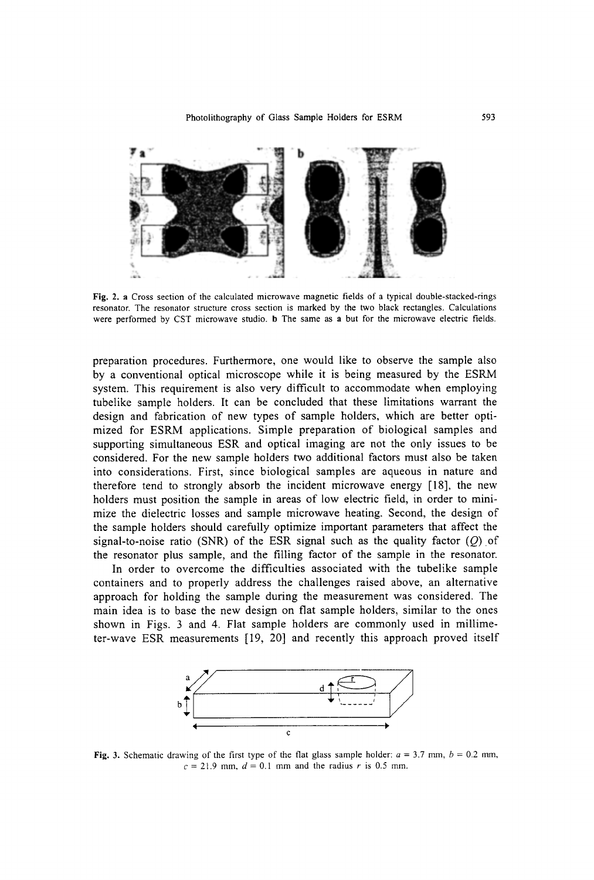Fig. 2. **a** Cross section of the calculated microwave magnetic fields of a typical double-stacked-rings resonator. The resonator structure cross section is marked by the two black rectangles. Calculations were performed by CST microwave studio. **b** The same as **a** but for the microwave electric fields.

preparation procedures. Furthermore, one would like to observe the sample also by a conventional optical microscope while it is being measured by the ESRM system. This requirement is also very difficult to accommodate when employing tubelike sample holders. It can be concluded that these limitations warrant the design and fabrication of new types of sample holders, which are better optimized for ESRM applications. Simple preparation of biological samples and supporting simultaneous ESR and optical imaging are not the only issues to be considered. For the new sample holders two additional factors must also be taken into considerations. First, since biological samples are aqueous in nature and therefore tend to strongly absorb the incident microwave energy [18], the new holders must position the sample in areas of low electric field, in order to minimize the dielectric losses and sample microwave heating. Second, the design of the sample holders should carefully optimize important parameters that affect the signal-to-noise ratio (SNR) of the ESR signal such as the quality factor ($Q$) of the resonator plus sample, and the filling factor of the sample in the resonator.

In order to overcome the difficulties associated with the tubelike sample containers and to properly address the challenges raised above, an alternative approach for holding the sample during the measurement was considered. The main idea is to base the new design on flat sample holders, similar to the ones shown in Figs. 3 and 4. Flat sample holders are commonly used in millimeter-wave ESR measurements [19, 20] and recently this approach proved itself

Fig. 3. Schematic drawing of the first type of the flat glass sample holder: $a = 3.7$ mm, $b = 0.2$ mm, $c = 21.9$ mm, $d = 0.1$ mm and the radius $r$ is 0.5 mm.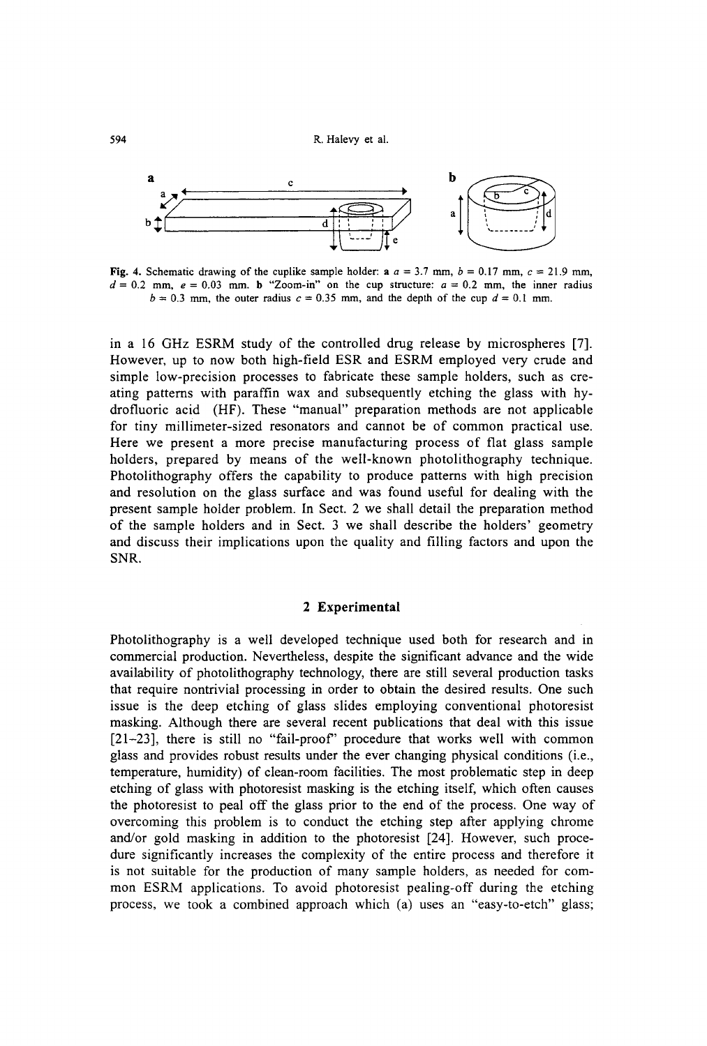**Fig. 4.** Schematic drawing of the cuplike sample holder: **a** $a = 3.7$ mm, $b = 0.17$ mm, $c = 21.9$ mm, $d = 0.2$ mm, $e = 0.03$ mm. **b** "Zoom-in" on the cup structure: $a = 0.2$ mm, the inner radius $b = 0.3$ mm, the outer radius $c = 0.35$ mm, and the depth of the cup $d = 0.1$ mm.

in a 16 GHz ESRM study of the controlled drug release by microspheres [7]. However, up to now both high-field ESR and ESRM employed very crude and simple low-precision processes to fabricate these sample holders, such as creating patterns with paraffin wax and subsequently etching the glass with hydrofluoric acid (HF). These "manual" preparation methods are not applicable for tiny millimeter-sized resonators and cannot be of common practical use. Here we present a more precise manufacturing process of flat glass sample holders, prepared by means of the well-known photolithography technique. Photolithography offers the capability to produce patterns with high precision and resolution on the glass surface and was found useful for dealing with the present sample holder problem. In Sect. 2 we shall detail the preparation method of the sample holders and in Sect. 3 we shall describe the holders' geometry and discuss their implications upon the quality and filling factors and upon the SNR.

## 2 Experimental

Photolithography is a well developed technique used both for research and in commercial production. Nevertheless, despite the significant advance and the wide availability of photolithography technology, there are still several production tasks that require nontrivial processing in order to obtain the desired results. One such issue is the deep etching of glass slides employing conventional photoresist masking. Although there are several recent publications that deal with this issue [21–23], there is still no "fail-proof" procedure that works well with common glass and provides robust results under the ever changing physical conditions (i.e., temperature, humidity) of clean-room facilities. The most problematic step in deep etching of glass with photoresist masking is the etching itself, which often causes the photoresist to peal off the glass prior to the end of the process. One way of overcoming this problem is to conduct the etching step after applying chrome and/or gold masking in addition to the photoresist [24]. However, such procedure significantly increases the complexity of the entire process and therefore it is not suitable for the production of many sample holders, as needed for common ESRM applications. To avoid photoresist pealing-off during the etching process, we took a combined approach which (a) uses an "easy-to-etch" glass;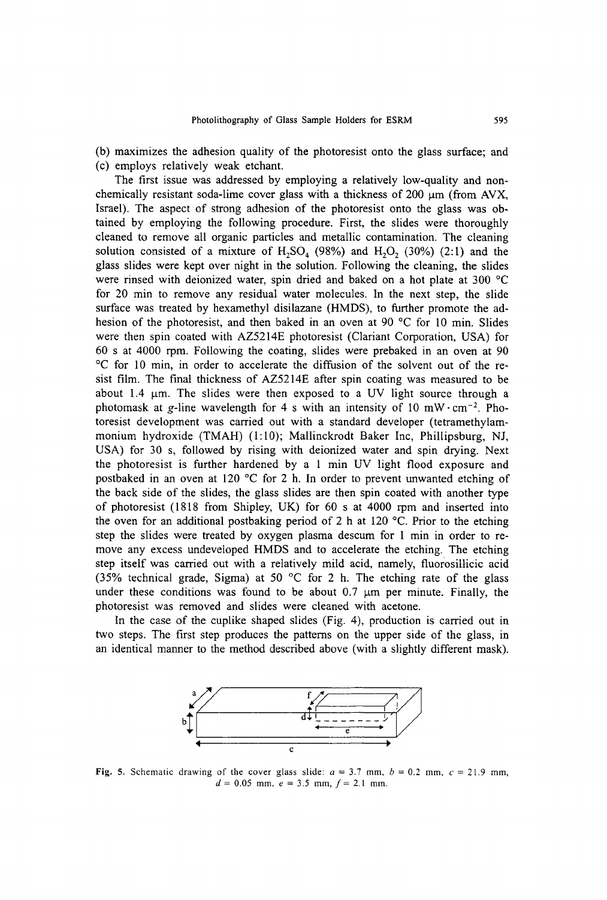(b) maximizes the adhesion quality of the photoresist onto the glass surface; and (c) employs relatively weak etchant.

The first issue was addressed by employing a relatively low-quality and non-chemically resistant soda-lime cover glass with a thickness of 200 μm (from AVX, Israel). The aspect of strong adhesion of the photoresist onto the glass was obtained by employing the following procedure. First, the slides were thoroughly cleaned to remove all organic particles and metallic contamination. The cleaning solution consisted of a mixture of $H_2SO_4$ (98%) and $H_2O_2$ (30%) (2:1) and the glass slides were kept over night in the solution. Following the cleaning, the slides were rinsed with deionized water, spin dried and baked on a hot plate at 300 °C for 20 min to remove any residual water molecules. In the next step, the slide surface was treated by hexamethyl disilazane (HMDS), to further promote the adhesion of the photoresist, and then baked in an oven at 90 °C for 10 min. Slides were then spin coated with AZ5214E photoresist (Clariant Corporation, USA) for 60 s at 4000 rpm. Following the coating, slides were prebaked in an oven at 90 °C for 10 min, in order to accelerate the diffusion of the solvent out of the resist film. The final thickness of AZ5214E after spin coating was measured to be about 1.4 μm. The slides were then exposed to a UV light source through a photomask at *g*-line wavelength for 4 s with an intensity of 10 $mW \cdot cm^{-2}$. Photoresist development was carried out with a standard developer (tetramethylammonium hydroxide (TMAH) (1:10); Mallinckrodt Baker Inc, Phillipsburg, NJ, USA) for 30 s, followed by rising with deionized water and spin drying. Next the photoresist is further hardened by a 1 min UV light flood exposure and postbaked in an oven at 120 °C for 2 h. In order to prevent unwanted etching of the back side of the slides, the glass slides are then spin coated with another type of photoresist (1818 from Shipley, UK) for 60 s at 4000 rpm and inserted into the oven for an additional postbaking period of 2 h at 120 °C. Prior to the etching step the slides were treated by oxygen plasma descum for 1 min in order to remove any excess undeveloped HMDS and to accelerate the etching. The etching step itself was carried out with a relatively mild acid, namely, fluorosillicic acid (35% technical grade, Sigma) at 50 °C for 2 h. The etching rate of the glass under these conditions was found to be about 0.7 μm per minute. Finally, the photoresist was removed and slides were cleaned with acetone.

In the case of the cuplike shaped slides (Fig. 4), production is carried out in two steps. The first step produces the patterns on the upper side of the glass, in an identical manner to the method described above (with a slightly different mask).

**Fig. 5.** Schematic drawing of the cover glass slide: $a = 3.7$ mm, $b = 0.2$ mm, $c = 21.9$ mm, $d = 0.05$ mm, $e = 3.5$ mm, $f = 2.1$ mm.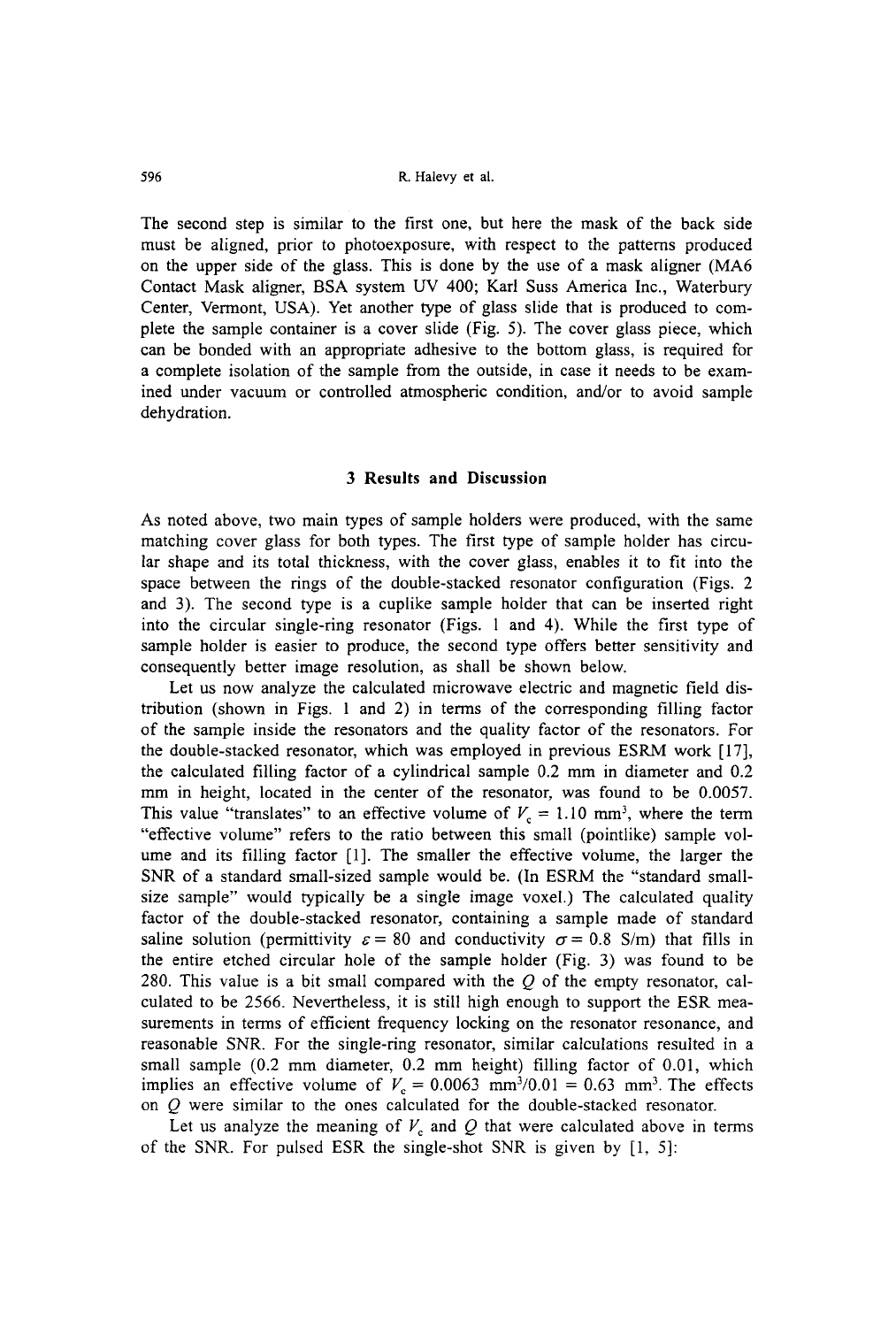The second step is similar to the first one, but here the mask of the back side must be aligned, prior to photoexposure, with respect to the patterns produced on the upper side of the glass. This is done by the use of a mask aligner (MA6 Contact Mask aligner, BSA system UV 400; Karl Suss America Inc., Waterbury Center, Vermont, USA). Yet another type of glass slide that is produced to complete the sample container is a cover slide (Fig. 5). The cover glass piece, which can be bonded with an appropriate adhesive to the bottom glass, is required for a complete isolation of the sample from the outside, in case it needs to be examined under vacuum or controlled atmospheric condition, and/or to avoid sample dehydration.

## 3 Results and Discussion

As noted above, two main types of sample holders were produced, with the same matching cover glass for both types. The first type of sample holder has circular shape and its total thickness, with the cover glass, enables it to fit into the space between the rings of the double-stacked resonator configuration (Figs. 2 and 3). The second type is a cuplike sample holder that can be inserted right into the circular single-ring resonator (Figs. 1 and 4). While the first type of sample holder is easier to produce, the second type offers better sensitivity and consequently better image resolution, as shall be shown below.

Let us now analyze the calculated microwave electric and magnetic field distribution (shown in Figs. 1 and 2) in terms of the corresponding filling factor of the sample inside the resonators and the quality factor of the resonators. For the double-stacked resonator, which was employed in previous ESRM work [17], the calculated filling factor of a cylindrical sample 0.2 mm in diameter and 0.2 mm in height, located in the center of the resonator, was found to be 0.0057. This value "translates" to an effective volume of $V_c = 1.10$ mm$^3$, where the term "effective volume" refers to the ratio between this small (pointlike) sample volume and its filling factor [1]. The smaller the effective volume, the larger the SNR of a standard small-sized sample would be. (In ESRM the "standard small-size sample" would typically be a single image voxel.) The calculated quality factor of the double-stacked resonator, containing a sample made of standard saline solution (permittivity $\varepsilon = 80$ and conductivity $\sigma = 0.8$ S/m) that fills in the entire etched circular hole of the sample holder (Fig. 3) was found to be 280. This value is a bit small compared with the $Q$ of the empty resonator, calculated to be 2566. Nevertheless, it is still high enough to support the ESR measurements in terms of efficient frequency locking on the resonator resonance, and reasonable SNR. For the single-ring resonator, similar calculations resulted in a small sample (0.2 mm diameter, 0.2 mm height) filling factor of 0.01, which implies an effective volume of $V_c = 0.0063$ mm$^3$/0.01 = 0.63 mm$^3$. The effects on $Q$ were similar to the ones calculated for the double-stacked resonator.

Let us analyze the meaning of $V_c$ and $Q$ that were calculated above in terms of the SNR. For pulsed ESR the single-shot SNR is given by [1, 5]: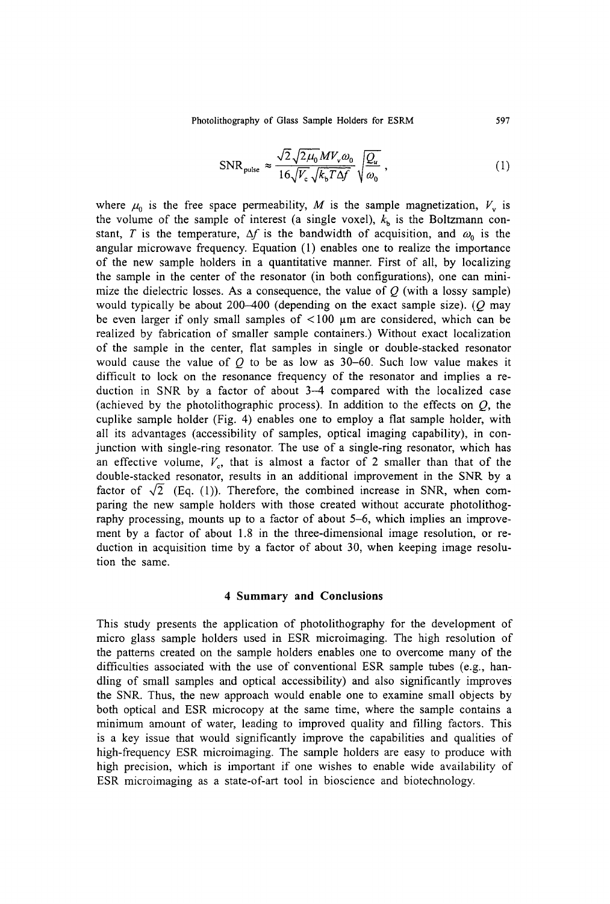$$\mathrm{SNR}_{\mathrm{pulse}} \approx \frac{\sqrt{2}\sqrt{2\mu_0}MV_v\omega_0}{16\sqrt{V_c}\sqrt{k_bT\Delta f}}\sqrt{\frac{Q_u}{\omega_0}}, \tag{1}$$

where $\mu_0$ is the free space permeability, $M$ is the sample magnetization, $V_v$ is the volume of the sample of interest (a single voxel), $k_b$ is the Boltzmann constant, $T$ is the temperature, $\Delta f$ is the bandwidth of acquisition, and $\omega_0$ is the angular microwave frequency. Equation (1) enables one to realize the importance of the new sample holders in a quantitative manner. First of all, by localizing the sample in the center of the resonator (in both configurations), one can minimize the dielectric losses. As a consequence, the value of $Q$ (with a lossy sample) would typically be about 200–400 (depending on the exact sample size). ($Q$ may be even larger if only small samples of <100 μm are considered, which can be realized by fabrication of smaller sample containers.) Without exact localization of the sample in the center, flat samples in single or double-stacked resonator would cause the value of $Q$ to be as low as 30–60. Such low value makes it difficult to lock on the resonance frequency of the resonator and implies a reduction in SNR by a factor of about 3–4 compared with the localized case (achieved by the photolithographic process). In addition to the effects on $Q$, the cuplike sample holder (Fig. 4) enables one to employ a flat sample holder, with all its advantages (accessibility of samples, optical imaging capability), in conjunction with single-ring resonator. The use of a single-ring resonator, which has an effective volume, $V_c$, that is almost a factor of 2 smaller than that of the double-stacked resonator, results in an additional improvement in the SNR by a factor of $\sqrt{2}$ (Eq. (1)). Therefore, the combined increase in SNR, when comparing the new sample holders with those created without accurate photolithography processing, mounts up to a factor of about 5–6, which implies an improvement by a factor of about 1.8 in the three-dimensional image resolution, or reduction in acquisition time by a factor of about 30, when keeping image resolution the same.

## 4 Summary and Conclusions

This study presents the application of photolithography for the development of micro glass sample holders used in ESR microimaging. The high resolution of the patterns created on the sample holders enables one to overcome many of the difficulties associated with the use of conventional ESR sample tubes (e.g., handling of small samples and optical accessibility) and also significantly improves the SNR. Thus, the new approach would enable one to examine small objects by both optical and ESR microcopy at the same time, where the sample contains a minimum amount of water, leading to improved quality and filling factors. This is a key issue that would significantly improve the capabilities and qualities of high-frequency ESR microimaging. The sample holders are easy to produce with high precision, which is important if one wishes to enable wide availability of ESR microimaging as a state-of-art tool in bioscience and biotechnology.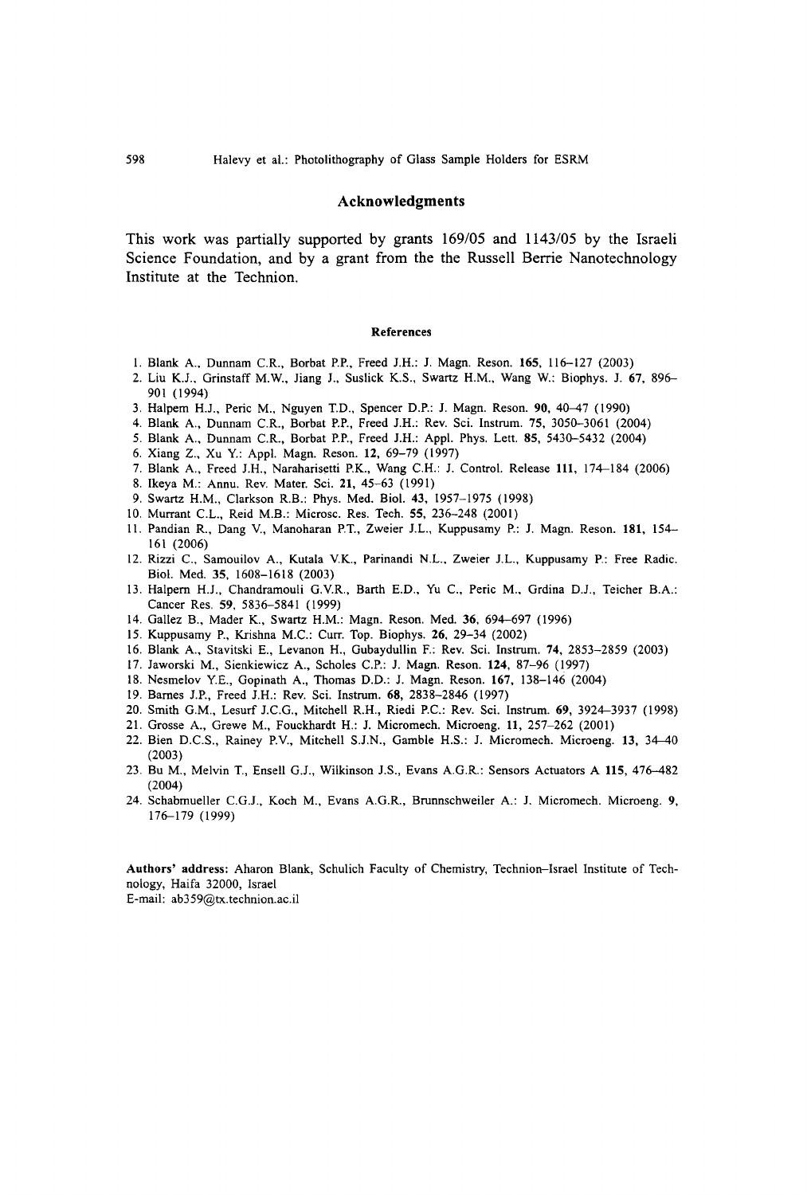## Acknowledgments

This work was partially supported by grants 169/05 and 1143/05 by the Israeli Science Foundation, and by a grant from the the Russell Berrie Nanotechnology Institute at the Technion.

### References

1. Blank A., Dunnam C.R., Borbat P.P., Freed J.H.: J. Magn. Reson. **165**, 116–127 (2003)
2. Liu K.J., Grinstaff M.W., Jiang J., Suslick K.S., Swartz H.M., Wang W.: Biophys. J. **67**, 896–901 (1994)
3. Halpern H.J., Peric M., Nguyen T.D., Spencer D.P.: J. Magn. Reson. **90**, 40–47 (1990)
4. Blank A., Dunnam C.R., Borbat P.P., Freed J.H.: Rev. Sci. Instrum. **75**, 3050–3061 (2004)
5. Blank A., Dunnam C.R., Borbat P.P., Freed J.H.: Appl. Phys. Lett. **85**, 5430–5432 (2004)
6. Xiang Z., Xu Y.: Appl. Magn. Reson. **12**, 69–79 (1997)
7. Blank A., Freed J.H., Naraharisetti P.K., Wang C.H.: J. Control. Release **111**, 174–184 (2006)
8. Ikeya M.: Annu. Rev. Mater. Sci. **21**, 45–63 (1991)
9. Swartz H.M., Clarkson R.B.: Phys. Med. Biol. **43**, 1957–1975 (1998)
10. Murrant C.L., Reid M.B.: Microsc. Res. Tech. **55**, 236–248 (2001)
11. Pandian R., Dang V., Manoharan P.T., Zweier J.L., Kuppusamy P.: J. Magn. Reson. **181**, 154–161 (2006)
12. Rizzi C., Samouilov A., Kutala V.K., Parinandi N.L., Zweier J.L., Kuppusamy P.: Free Radic. Biol. Med. **35**, 1608–1618 (2003)
13. Halpern H.J., Chandramouli G.V.R., Barth E.D., Yu C., Peric M., Grdina D.J., Teicher B.A.: Cancer Res. **59**, 5836–5841 (1999)
14. Gallez B., Mader K., Swartz H.M.: Magn. Reson. Med. **36**, 694–697 (1996)
15. Kuppusamy P., Krishna M.C.: Curr. Top. Biophys. **26**, 29–34 (2002)
16. Blank A., Stavitski E., Levanon H., Gubaydullin F.: Rev. Sci. Instrum. **74**, 2853–2859 (2003)
17. Jaworski M., Sienkiewicz A., Scholes C.P.: J. Magn. Reson. **124**, 87–96 (1997)
18. Nesmelov Y.E., Gopinath A., Thomas D.D.: J. Magn. Reson. **167**, 138–146 (2004)
19. Barnes J.P., Freed J.H.: Rev. Sci. Instrum. **68**, 2838–2846 (1997)
20. Smith G.M., Lesurf J.C.G., Mitchell R.H., Riedi P.C.: Rev. Sci. Instrum. **69**, 3924–3937 (1998)
21. Grosse A., Grewe M., Fouckhardt H.: J. Micromech. Microeng. **11**, 257–262 (2001)
22. Bien D.C.S., Rainey P.V., Mitchell S.J.N., Gamble H.S.: J. Micromech. Microeng. **13**, 34–40 (2003)
23. Bu M., Melvin T., Ensell G.J., Wilkinson J.S., Evans A.G.R.: Sensors Actuators A **115**, 476–482 (2004)
24. Schabmueller C.G.J., Koch M., Evans A.G.R., Brunnschweiler A.: J. Micromech. Microeng. **9**, 176–179 (1999)

**Authors' address:** Aharon Blank, Schulich Faculty of Chemistry, Technion–Israel Institute of Technology, Haifa 32000, Israel
E-mail: ab359@tx.technion.ac.il